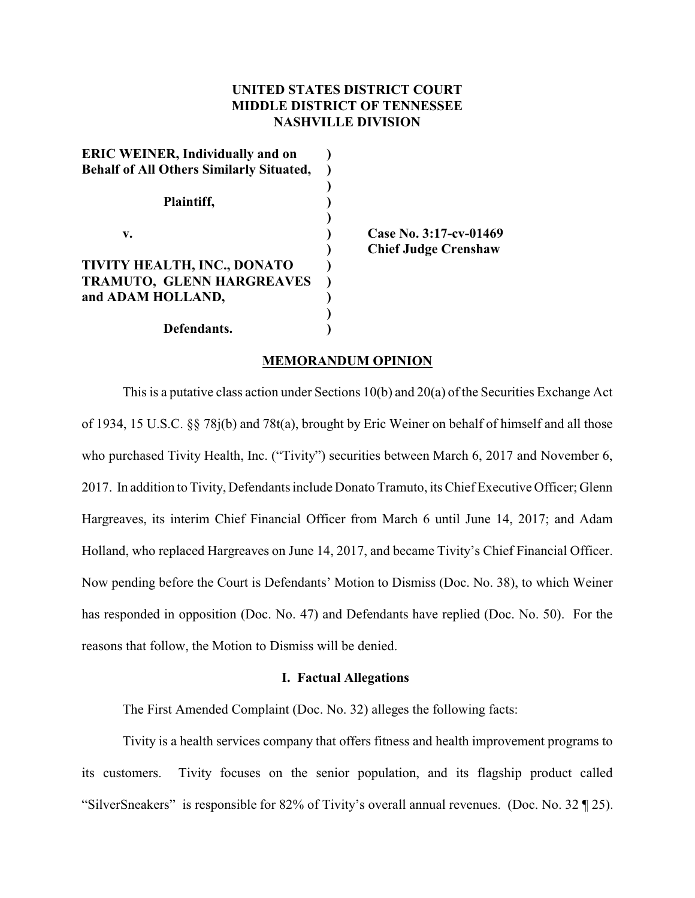**UNITED STATES DISTRICT COURT**
**MIDDLE DISTRICT OF TENNESSEE**
**NASHVILLE DIVISION**

| | | |
|---|---|---|
| **ERIC WEINER, Individually and on Behalf of All Others Similarly Situated,** | ) | |
| **Plaintiff,** | ) | |
| **v.** | ) | **Case No. 3:17-cv-01469** |
| | ) | **Chief Judge Crenshaw** |
| **TIVITY HEALTH, INC., DONATO TRAMUTO, GLENN HARGREAVES and ADAM HOLLAND,** | ) | |
| **Defendants.** | ) | |

**MEMORANDUM OPINION**

This is a putative class action under Sections 10(b) and 20(a) of the Securities Exchange Act of 1934, 15 U.S.C. §§ 78j(b) and 78t(a), brought by Eric Weiner on behalf of himself and all those who purchased Tivity Health, Inc. ("Tivity") securities between March 6, 2017 and November 6, 2017. In addition to Tivity, Defendants include Donato Tramuto, its Chief Executive Officer; Glenn Hargreaves, its interim Chief Financial Officer from March 6 until June 14, 2017; and Adam Holland, who replaced Hargreaves on June 14, 2017, and became Tivity's Chief Financial Officer. Now pending before the Court is Defendants' Motion to Dismiss (Doc. No. 38), to which Weiner has responded in opposition (Doc. No. 47) and Defendants have replied (Doc. No. 50). For the reasons that follow, the Motion to Dismiss will be denied.

## I. Factual Allegations

The First Amended Complaint (Doc. No. 32) alleges the following facts:

Tivity is a health services company that offers fitness and health improvement programs to its customers. Tivity focuses on the senior population, and its flagship product called "SilverSneakers" is responsible for 82% of Tivity's overall annual revenues. (Doc. No. 32 ¶ 25).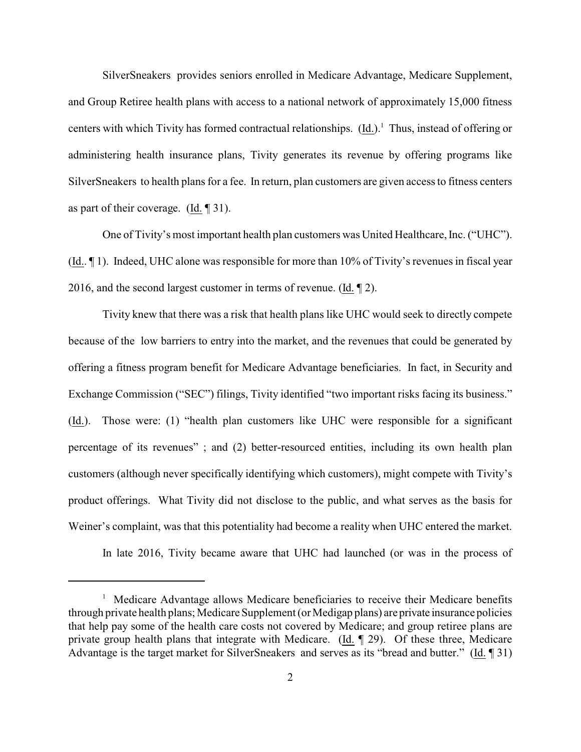SilverSneakers provides seniors enrolled in Medicare Advantage, Medicare Supplement, and Group Retiree health plans with access to a national network of approximately 15,000 fitness centers with which Tivity has formed contractual relationships. (Id.).[1] Thus, instead of offering or administering health insurance plans, Tivity generates its revenue by offering programs like SilverSneakers to health plans for a fee. In return, plan customers are given access to fitness centers as part of their coverage. (Id. ¶ 31).

One of Tivity's most important health plan customers was United Healthcare, Inc. ("UHC"). (Id.. ¶ 1). Indeed, UHC alone was responsible for more than 10% of Tivity's revenues in fiscal year 2016, and the second largest customer in terms of revenue. (Id. ¶ 2).

Tivity knew that there was a risk that health plans like UHC would seek to directly compete because of the low barriers to entry into the market, and the revenues that could be generated by offering a fitness program benefit for Medicare Advantage beneficiaries. In fact, in Security and Exchange Commission ("SEC") filings, Tivity identified "two important risks facing its business." (Id.). Those were: (1) "health plan customers like UHC were responsible for a significant percentage of its revenues" ; and (2) better-resourced entities, including its own health plan customers (although never specifically identifying which customers), might compete with Tivity's product offerings. What Tivity did not disclose to the public, and what serves as the basis for Weiner's complaint, was that this potentiality had become a reality when UHC entered the market.

In late 2016, Tivity became aware that UHC had launched (or was in the process of

---

[1] Medicare Advantage allows Medicare beneficiaries to receive their Medicare benefits through private health plans; Medicare Supplement (or Medigap plans) are private insurance policies that help pay some of the health care costs not covered by Medicare; and group retiree plans are private group health plans that integrate with Medicare. (Id. ¶ 29). Of these three, Medicare Advantage is the target market for SilverSneakers and serves as its "bread and butter." (Id. ¶ 31)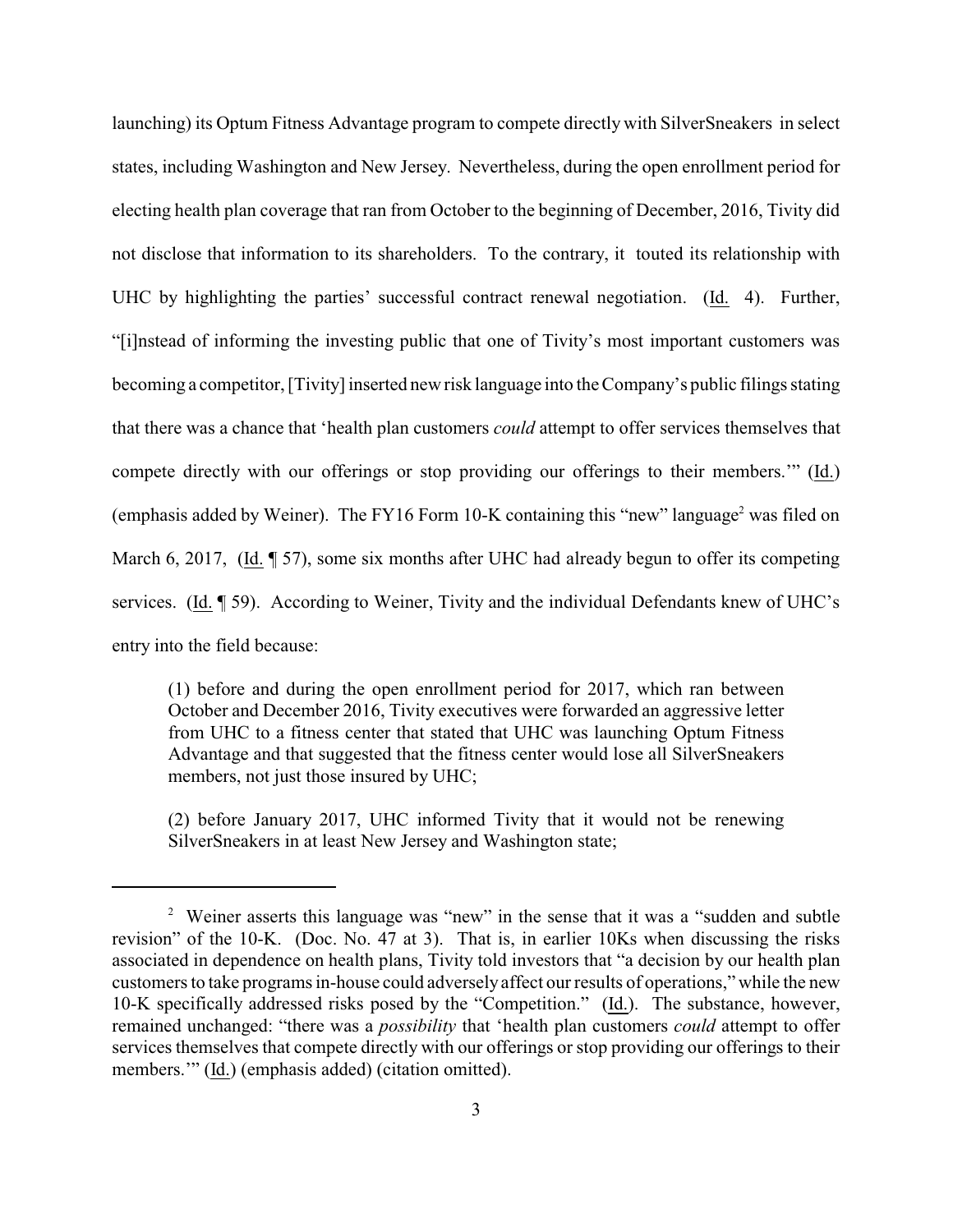launching) its Optum Fitness Advantage program to compete directly with SilverSneakers in select states, including Washington and New Jersey. Nevertheless, during the open enrollment period for electing health plan coverage that ran from October to the beginning of December, 2016, Tivity did not disclose that information to its shareholders. To the contrary, it touted its relationship with UHC by highlighting the parties' successful contract renewal negotiation. (Id. 4). Further, "[i]nstead of informing the investing public that one of Tivity's most important customers was becoming a competitor, [Tivity] inserted new risk language into the Company's public filings stating that there was a chance that 'health plan customers *could* attempt to offer services themselves that compete directly with our offerings or stop providing our offerings to their members.'" (Id.) (emphasis added by Weiner). The FY16 Form 10-K containing this "new" language[2] was filed on March 6, 2017, (Id. ¶ 57), some six months after UHC had already begun to offer its competing services. (Id. ¶ 59). According to Weiner, Tivity and the individual Defendants knew of UHC's entry into the field because:

> (1) before and during the open enrollment period for 2017, which ran between October and December 2016, Tivity executives were forwarded an aggressive letter from UHC to a fitness center that stated that UHC was launching Optum Fitness Advantage and that suggested that the fitness center would lose all SilverSneakers members, not just those insured by UHC;
>
> (2) before January 2017, UHC informed Tivity that it would not be renewing SilverSneakers in at least New Jersey and Washington state;

---

[2] Weiner asserts this language was "new" in the sense that it was a "sudden and subtle revision" of the 10-K. (Doc. No. 47 at 3). That is, in earlier 10Ks when discussing the risks associated in dependence on health plans, Tivity told investors that "a decision by our health plan customers to take programs in-house could adversely affect our results of operations," while the new 10-K specifically addressed risks posed by the "Competition." (Id.). The substance, however, remained unchanged: "there was a *possibility* that 'health plan customers *could* attempt to offer services themselves that compete directly with our offerings or stop providing our offerings to their members.'" (Id.) (emphasis added) (citation omitted).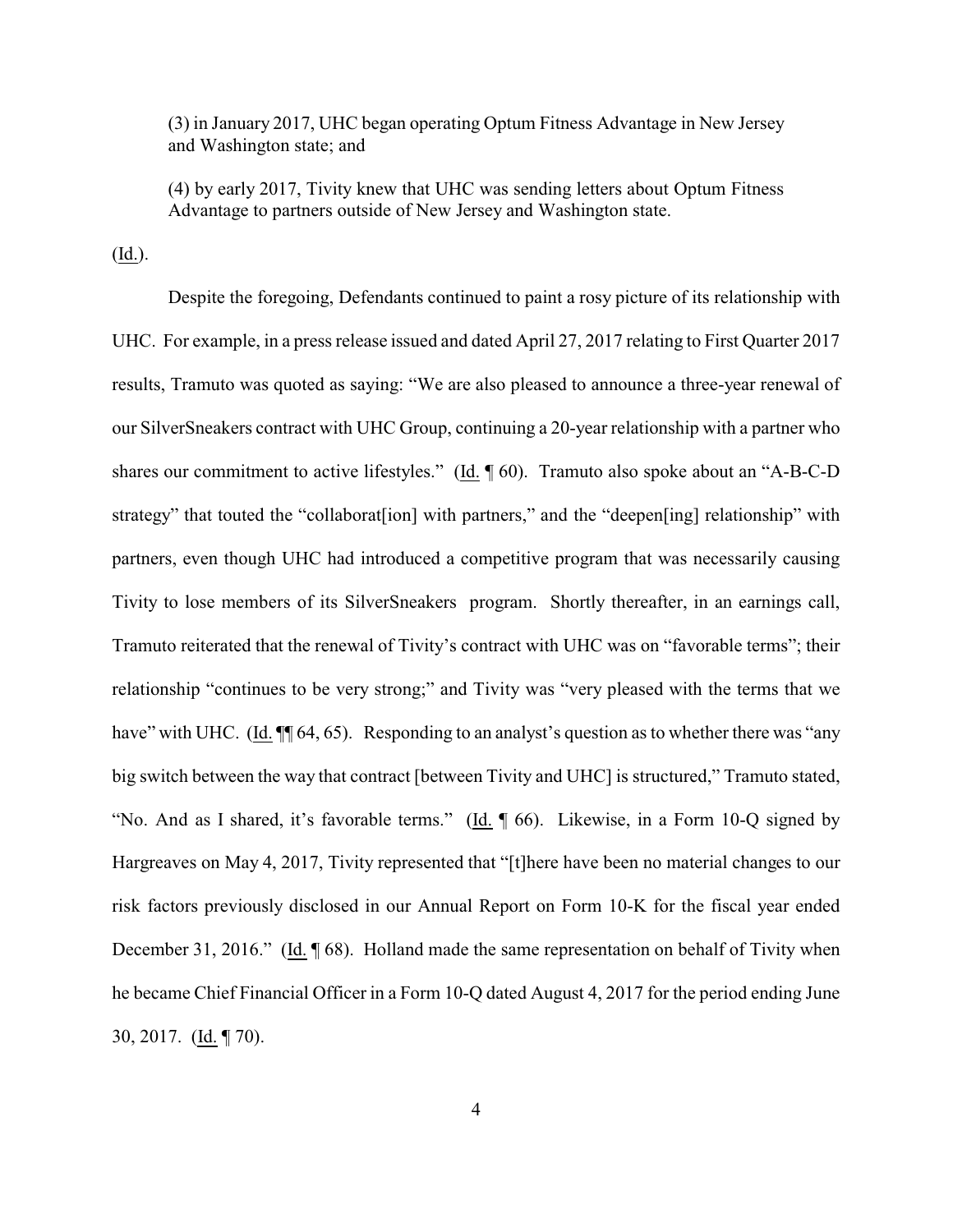(3) in January 2017, UHC began operating Optum Fitness Advantage in New Jersey and Washington state; and

(4) by early 2017, Tivity knew that UHC was sending letters about Optum Fitness Advantage to partners outside of New Jersey and Washington state.

(Id.).

Despite the foregoing, Defendants continued to paint a rosy picture of its relationship with UHC. For example, in a press release issued and dated April 27, 2017 relating to First Quarter 2017 results, Tramuto was quoted as saying: "We are also pleased to announce a three-year renewal of our SilverSneakers contract with UHC Group, continuing a 20-year relationship with a partner who shares our commitment to active lifestyles." (Id. ¶ 60). Tramuto also spoke about an "A-B-C-D strategy" that touted the "collaborat[ion] with partners," and the "deepen[ing] relationship" with partners, even though UHC had introduced a competitive program that was necessarily causing Tivity to lose members of its SilverSneakers program. Shortly thereafter, in an earnings call, Tramuto reiterated that the renewal of Tivity's contract with UHC was on "favorable terms"; their relationship "continues to be very strong;" and Tivity was "very pleased with the terms that we have" with UHC. (Id. ¶¶ 64, 65). Responding to an analyst's question as to whether there was "any big switch between the way that contract [between Tivity and UHC] is structured," Tramuto stated, "No. And as I shared, it's favorable terms." (Id. ¶ 66). Likewise, in a Form 10-Q signed by Hargreaves on May 4, 2017, Tivity represented that "[t]here have been no material changes to our risk factors previously disclosed in our Annual Report on Form 10-K for the fiscal year ended December 31, 2016." (Id. ¶ 68). Holland made the same representation on behalf of Tivity when he became Chief Financial Officer in a Form 10-Q dated August 4, 2017 for the period ending June 30, 2017. (Id. ¶ 70).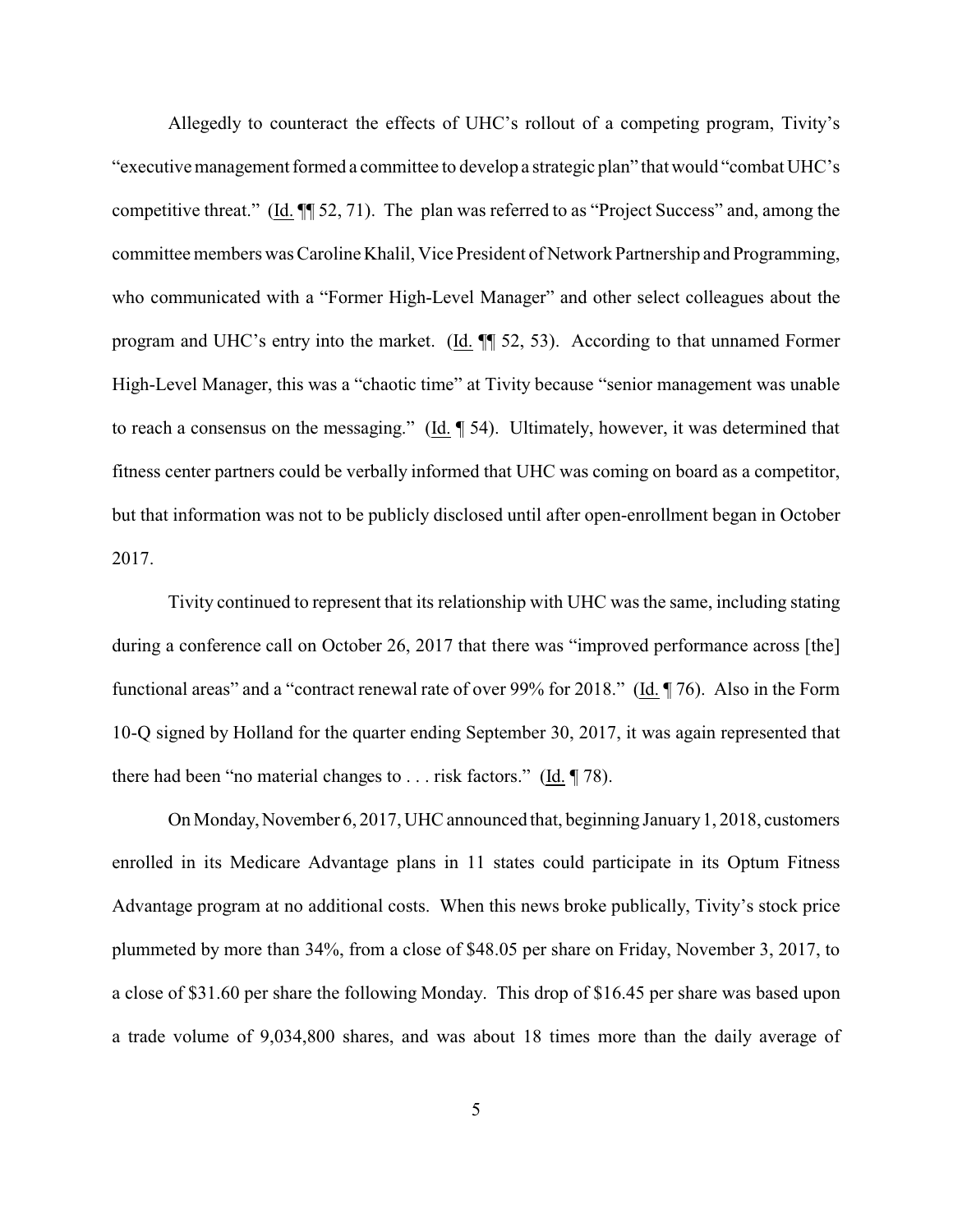Allegedly to counteract the effects of UHC's rollout of a competing program, Tivity's "executive management formed a committee to develop a strategic plan" that would "combat UHC's competitive threat." (Id. ¶¶ 52, 71). The plan was referred to as "Project Success" and, among the committee members was Caroline Khalil, Vice President of Network Partnership and Programming, who communicated with a "Former High-Level Manager" and other select colleagues about the program and UHC's entry into the market. (Id. ¶¶ 52, 53). According to that unnamed Former High-Level Manager, this was a "chaotic time" at Tivity because "senior management was unable to reach a consensus on the messaging." (Id. ¶ 54). Ultimately, however, it was determined that fitness center partners could be verbally informed that UHC was coming on board as a competitor, but that information was not to be publicly disclosed until after open-enrollment began in October 2017.

Tivity continued to represent that its relationship with UHC was the same, including stating during a conference call on October 26, 2017 that there was "improved performance across [the] functional areas" and a "contract renewal rate of over 99% for 2018." (Id. ¶ 76). Also in the Form 10-Q signed by Holland for the quarter ending September 30, 2017, it was again represented that there had been "no material changes to . . . risk factors." (Id. ¶ 78).

On Monday, November 6, 2017, UHC announced that, beginning January 1, 2018, customers enrolled in its Medicare Advantage plans in 11 states could participate in its Optum Fitness Advantage program at no additional costs. When this news broke publically, Tivity's stock price plummeted by more than 34%, from a close of $48.05 per share on Friday, November 3, 2017, to a close of $31.60 per share the following Monday. This drop of $16.45 per share was based upon a trade volume of 9,034,800 shares, and was about 18 times more than the daily average of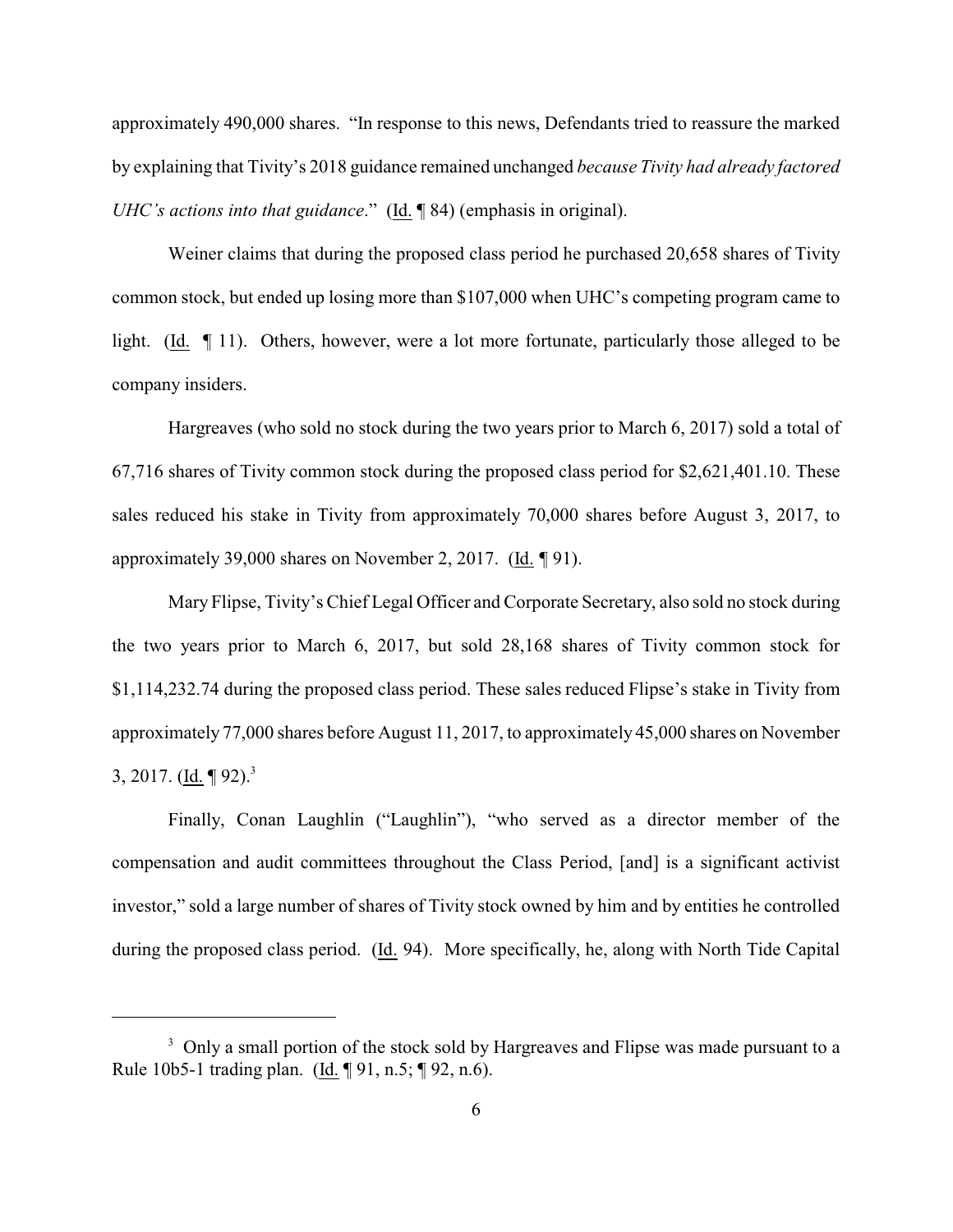approximately 490,000 shares. "In response to this news, Defendants tried to reassure the marked by explaining that Tivity's 2018 guidance remained unchanged *because Tivity had already factored UHC's actions into that guidance*." (Id. ¶ 84) (emphasis in original).

Weiner claims that during the proposed class period he purchased 20,658 shares of Tivity common stock, but ended up losing more than $107,000 when UHC's competing program came to light. (Id. ¶ 11). Others, however, were a lot more fortunate, particularly those alleged to be company insiders.

Hargreaves (who sold no stock during the two years prior to March 6, 2017) sold a total of 67,716 shares of Tivity common stock during the proposed class period for $2,621,401.10. These sales reduced his stake in Tivity from approximately 70,000 shares before August 3, 2017, to approximately 39,000 shares on November 2, 2017. (Id. ¶ 91).

Mary Flipse, Tivity's Chief Legal Officer and Corporate Secretary, also sold no stock during the two years prior to March 6, 2017, but sold 28,168 shares of Tivity common stock for $1,114,232.74 during the proposed class period. These sales reduced Flipse's stake in Tivity from approximately 77,000 shares before August 11, 2017, to approximately 45,000 shares on November 3, 2017. (Id. ¶ 92).[3]

Finally, Conan Laughlin ("Laughlin"), "who served as a director member of the compensation and audit committees throughout the Class Period, [and] is a significant activist investor," sold a large number of shares of Tivity stock owned by him and by entities he controlled during the proposed class period. (Id. 94). More specifically, he, along with North Tide Capital

---

[3] Only a small portion of the stock sold by Hargreaves and Flipse was made pursuant to a Rule 10b5-1 trading plan. (Id. ¶ 91, n.5; ¶ 92, n.6).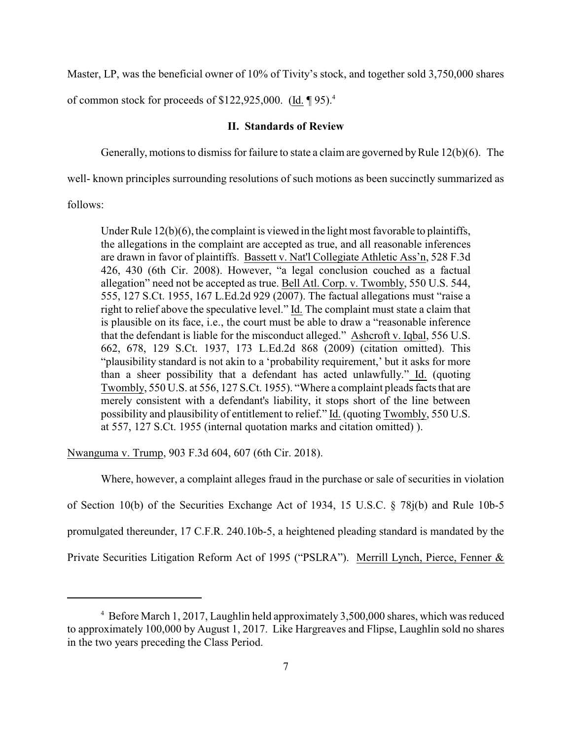Master, LP, was the beneficial owner of 10% of Tivity's stock, and together sold 3,750,000 shares of common stock for proceeds of $122,925,000. (Id. ¶ 95).[4]

## II. Standards of Review

Generally, motions to dismiss for failure to state a claim are governed by Rule 12(b)(6). The well- known principles surrounding resolutions of such motions as been succinctly summarized as follows:

> Under Rule 12(b)(6), the complaint is viewed in the light most favorable to plaintiffs, the allegations in the complaint are accepted as true, and all reasonable inferences are drawn in favor of plaintiffs. Bassett v. Nat'l Collegiate Athletic Ass'n, 528 F.3d 426, 430 (6th Cir. 2008). However, "a legal conclusion couched as a factual allegation" need not be accepted as true. Bell Atl. Corp. v. Twombly, 550 U.S. 544, 555, 127 S.Ct. 1955, 167 L.Ed.2d 929 (2007). The factual allegations must "raise a right to relief above the speculative level." Id. The complaint must state a claim that is plausible on its face, i.e., the court must be able to draw a "reasonable inference that the defendant is liable for the misconduct alleged." Ashcroft v. Iqbal, 556 U.S. 662, 678, 129 S.Ct. 1937, 173 L.Ed.2d 868 (2009) (citation omitted). This "plausibility standard is not akin to a 'probability requirement,' but it asks for more than a sheer possibility that a defendant has acted unlawfully." Id. (quoting Twombly, 550 U.S. at 556, 127 S.Ct. 1955). "Where a complaint pleads facts that are merely consistent with a defendant's liability, it stops short of the line between possibility and plausibility of entitlement to relief." Id. (quoting Twombly, 550 U.S. at 557, 127 S.Ct. 1955 (internal quotation marks and citation omitted) ).

Nwanguma v. Trump, 903 F.3d 604, 607 (6th Cir. 2018).

Where, however, a complaint alleges fraud in the purchase or sale of securities in violation of Section 10(b) of the Securities Exchange Act of 1934, 15 U.S.C. § 78j(b) and Rule 10b-5 promulgated thereunder, 17 C.F.R. 240.10b-5, a heightened pleading standard is mandated by the Private Securities Litigation Reform Act of 1995 ("PSLRA"). Merrill Lynch, Pierce, Fenner &

[4] Before March 1, 2017, Laughlin held approximately 3,500,000 shares, which was reduced to approximately 100,000 by August 1, 2017. Like Hargreaves and Flipse, Laughlin sold no shares in the two years preceding the Class Period.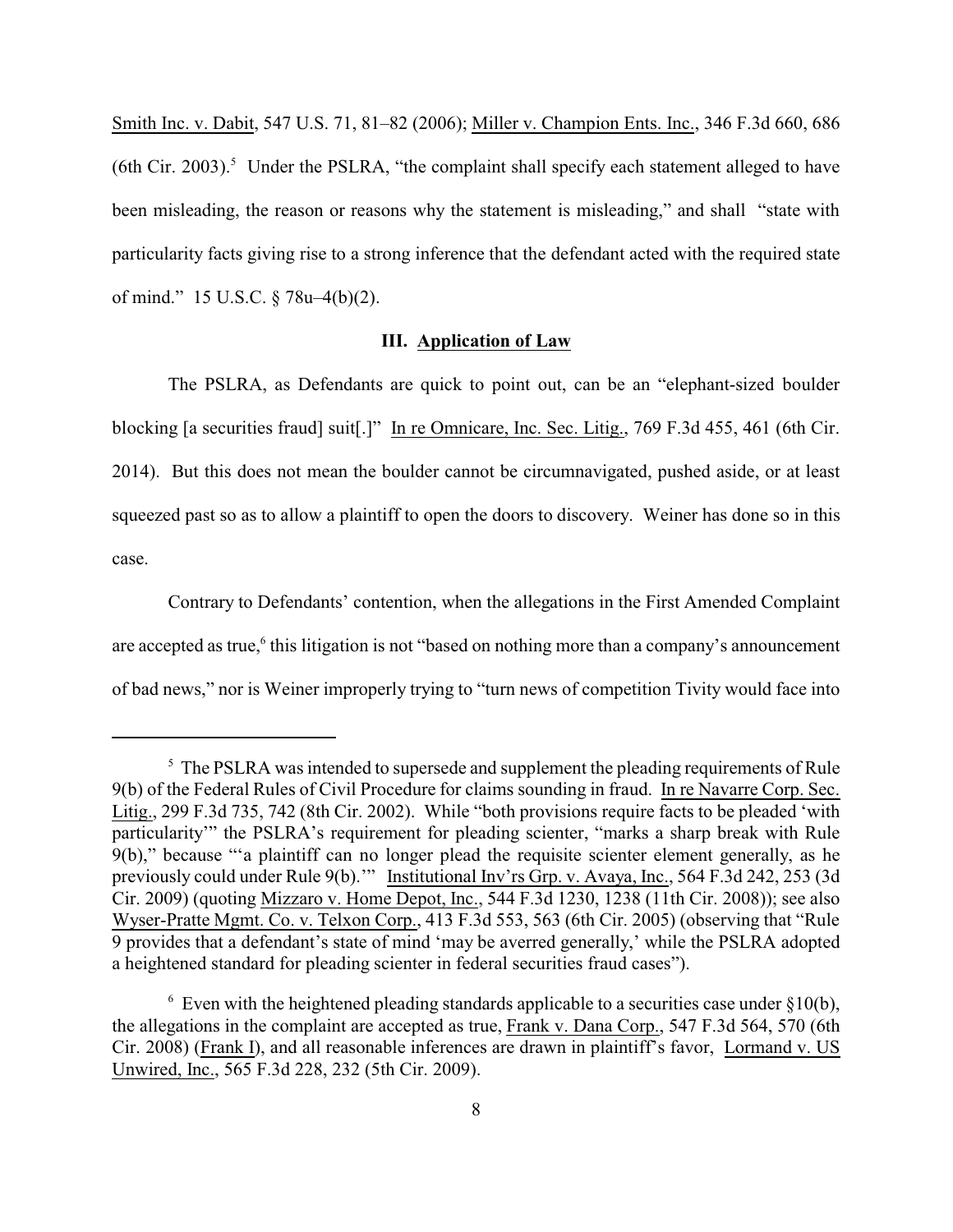Smith Inc. v. Dabit, 547 U.S. 71, 81–82 (2006); Miller v. Champion Ents. Inc., 346 F.3d 660, 686 (6th Cir. 2003).[5] Under the PSLRA, "the complaint shall specify each statement alleged to have been misleading, the reason or reasons why the statement is misleading," and shall "state with particularity facts giving rise to a strong inference that the defendant acted with the required state of mind." 15 U.S.C. § 78u–4(b)(2).

### III. Application of Law

The PSLRA, as Defendants are quick to point out, can be an "elephant-sized boulder blocking [a securities fraud] suit[.]" In re Omnicare, Inc. Sec. Litig., 769 F.3d 455, 461 (6th Cir. 2014). But this does not mean the boulder cannot be circumnavigated, pushed aside, or at least squeezed past so as to allow a plaintiff to open the doors to discovery. Weiner has done so in this case.

Contrary to Defendants' contention, when the allegations in the First Amended Complaint are accepted as true,[6] this litigation is not "based on nothing more than a company's announcement of bad news," nor is Weiner improperly trying to "turn news of competition Tivity would face into

---

[5] The PSLRA was intended to supersede and supplement the pleading requirements of Rule 9(b) of the Federal Rules of Civil Procedure for claims sounding in fraud. In re Navarre Corp. Sec. Litig., 299 F.3d 735, 742 (8th Cir. 2002). While "both provisions require facts to be pleaded 'with particularity'" the PSLRA's requirement for pleading scienter, "marks a sharp break with Rule 9(b)," because "'a plaintiff can no longer plead the requisite scienter element generally, as he previously could under Rule 9(b).'" Institutional Inv'rs Grp. v. Avaya, Inc., 564 F.3d 242, 253 (3d Cir. 2009) (quoting Mizzaro v. Home Depot, Inc., 544 F.3d 1230, 1238 (11th Cir. 2008)); see also Wyser-Pratte Mgmt. Co. v. Telxon Corp., 413 F.3d 553, 563 (6th Cir. 2005) (observing that "Rule 9 provides that a defendant's state of mind 'may be averred generally,' while the PSLRA adopted a heightened standard for pleading scienter in federal securities fraud cases").

[6] Even with the heightened pleading standards applicable to a securities case under §10(b), the allegations in the complaint are accepted as true, Frank v. Dana Corp., 547 F.3d 564, 570 (6th Cir. 2008) (Frank I), and all reasonable inferences are drawn in plaintiff's favor, Lormand v. US Unwired, Inc., 565 F.3d 228, 232 (5th Cir. 2009).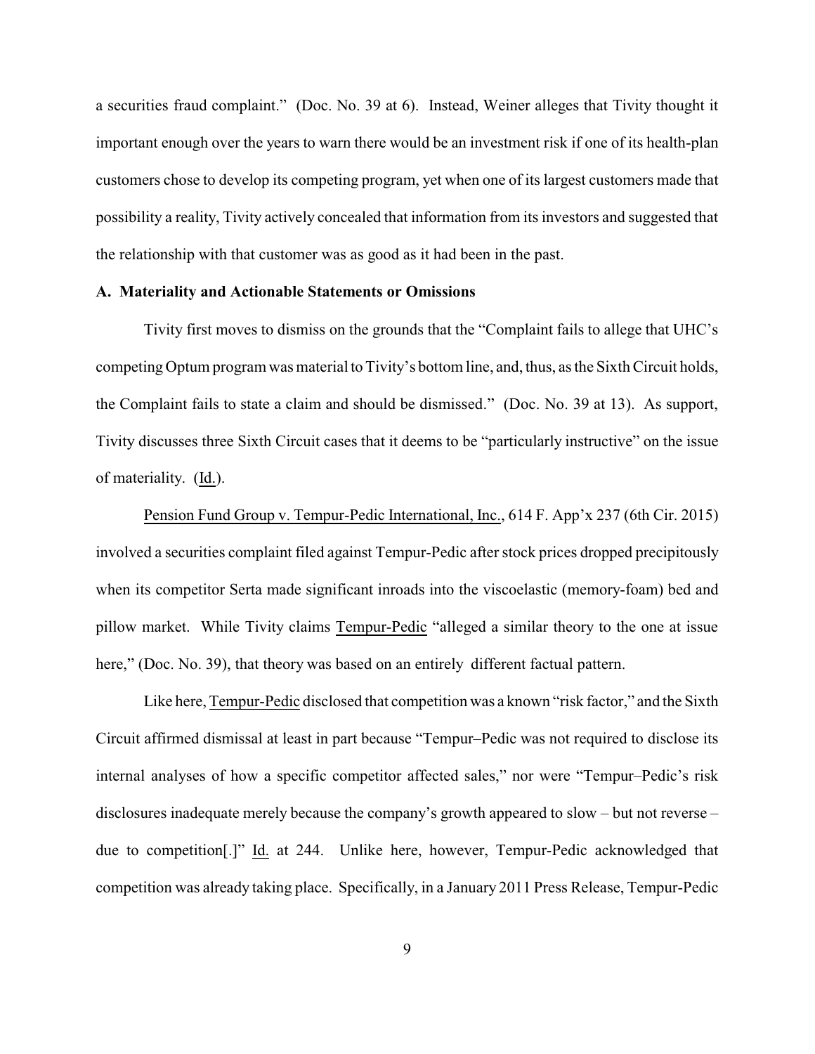a securities fraud complaint." (Doc. No. 39 at 6). Instead, Weiner alleges that Tivity thought it important enough over the years to warn there would be an investment risk if one of its health-plan customers chose to develop its competing program, yet when one of its largest customers made that possibility a reality, Tivity actively concealed that information from its investors and suggested that the relationship with that customer was as good as it had been in the past.

**A. Materiality and Actionable Statements or Omissions**

Tivity first moves to dismiss on the grounds that the "Complaint fails to allege that UHC's competing Optum program was material to Tivity's bottom line, and, thus, as the Sixth Circuit holds, the Complaint fails to state a claim and should be dismissed." (Doc. No. 39 at 13). As support, Tivity discusses three Sixth Circuit cases that it deems to be "particularly instructive" on the issue of materiality. (Id.).

Pension Fund Group v. Tempur-Pedic International, Inc., 614 F. App'x 237 (6th Cir. 2015) involved a securities complaint filed against Tempur-Pedic after stock prices dropped precipitously when its competitor Serta made significant inroads into the viscoelastic (memory-foam) bed and pillow market. While Tivity claims Tempur-Pedic "alleged a similar theory to the one at issue here," (Doc. No. 39), that theory was based on an entirely different factual pattern.

Like here, Tempur-Pedic disclosed that competition was a known "risk factor," and the Sixth Circuit affirmed dismissal at least in part because "Tempur–Pedic was not required to disclose its internal analyses of how a specific competitor affected sales," nor were "Tempur–Pedic's risk disclosures inadequate merely because the company's growth appeared to slow – but not reverse – due to competition[.]" Id. at 244. Unlike here, however, Tempur-Pedic acknowledged that competition was already taking place. Specifically, in a January 2011 Press Release, Tempur-Pedic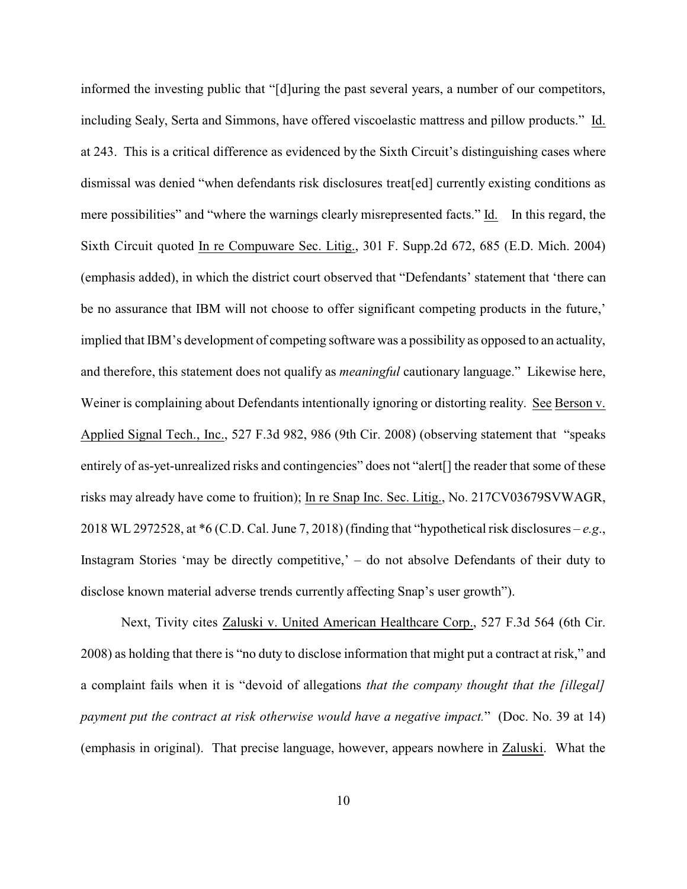informed the investing public that "[d]uring the past several years, a number of our competitors, including Sealy, Serta and Simmons, have offered viscoelastic mattress and pillow products." Id. at 243. This is a critical difference as evidenced by the Sixth Circuit's distinguishing cases where dismissal was denied "when defendants risk disclosures treat[ed] currently existing conditions as mere possibilities" and "where the warnings clearly misrepresented facts." Id. In this regard, the Sixth Circuit quoted In re Compuware Sec. Litig., 301 F. Supp.2d 672, 685 (E.D. Mich. 2004) (emphasis added), in which the district court observed that "Defendants' statement that 'there can be no assurance that IBM will not choose to offer significant competing products in the future,' implied that IBM's development of competing software was a possibility as opposed to an actuality, and therefore, this statement does not qualify as *meaningful* cautionary language." Likewise here, Weiner is complaining about Defendants intentionally ignoring or distorting reality. See Berson v. Applied Signal Tech., Inc., 527 F.3d 982, 986 (9th Cir. 2008) (observing statement that "speaks entirely of as-yet-unrealized risks and contingencies" does not "alert[] the reader that some of these risks may already have come to fruition); In re Snap Inc. Sec. Litig., No. 217CV03679SVWAGR, 2018 WL 2972528, at *6 (C.D. Cal. June 7, 2018) (finding that "hypothetical risk disclosures – *e.g.*, Instagram Stories 'may be directly competitive,' – do not absolve Defendants of their duty to disclose known material adverse trends currently affecting Snap's user growth").

Next, Tivity cites Zaluski v. United American Healthcare Corp., 527 F.3d 564 (6th Cir. 2008) as holding that there is "no duty to disclose information that might put a contract at risk," and a complaint fails when it is "devoid of allegations *that the company thought that the [illegal] payment put the contract at risk otherwise would have a negative impact.*" (Doc. No. 39 at 14) (emphasis in original). That precise language, however, appears nowhere in Zaluski. What the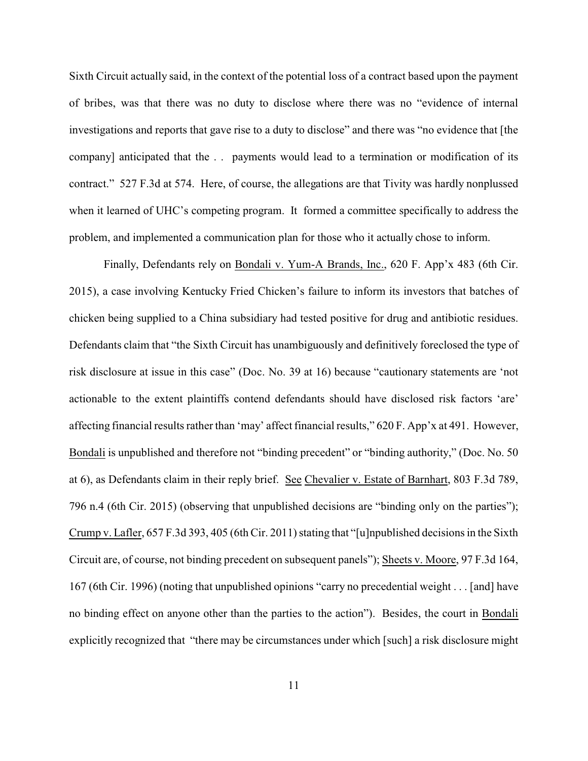Sixth Circuit actually said, in the context of the potential loss of a contract based upon the payment of bribes, was that there was no duty to disclose where there was no "evidence of internal investigations and reports that gave rise to a duty to disclose" and there was "no evidence that [the company] anticipated that the . . payments would lead to a termination or modification of its contract." 527 F.3d at 574. Here, of course, the allegations are that Tivity was hardly nonplussed when it learned of UHC's competing program. It formed a committee specifically to address the problem, and implemented a communication plan for those who it actually chose to inform.

Finally, Defendants rely on Bondali v. Yum-A Brands, Inc., 620 F. App'x 483 (6th Cir. 2015), a case involving Kentucky Fried Chicken's failure to inform its investors that batches of chicken being supplied to a China subsidiary had tested positive for drug and antibiotic residues. Defendants claim that "the Sixth Circuit has unambiguously and definitively foreclosed the type of risk disclosure at issue in this case" (Doc. No. 39 at 16) because "cautionary statements are 'not actionable to the extent plaintiffs contend defendants should have disclosed risk factors 'are' affecting financial results rather than 'may' affect financial results," 620 F. App'x at 491. However, Bondali is unpublished and therefore not "binding precedent" or "binding authority," (Doc. No. 50 at 6), as Defendants claim in their reply brief. See Chevalier v. Estate of Barnhart, 803 F.3d 789, 796 n.4 (6th Cir. 2015) (observing that unpublished decisions are "binding only on the parties"); Crump v. Lafler, 657 F.3d 393, 405 (6th Cir. 2011) stating that "[u]npublished decisions in the Sixth Circuit are, of course, not binding precedent on subsequent panels"); Sheets v. Moore, 97 F.3d 164, 167 (6th Cir. 1996) (noting that unpublished opinions "carry no precedential weight . . . [and] have no binding effect on anyone other than the parties to the action"). Besides, the court in Bondali explicitly recognized that "there may be circumstances under which [such] a risk disclosure might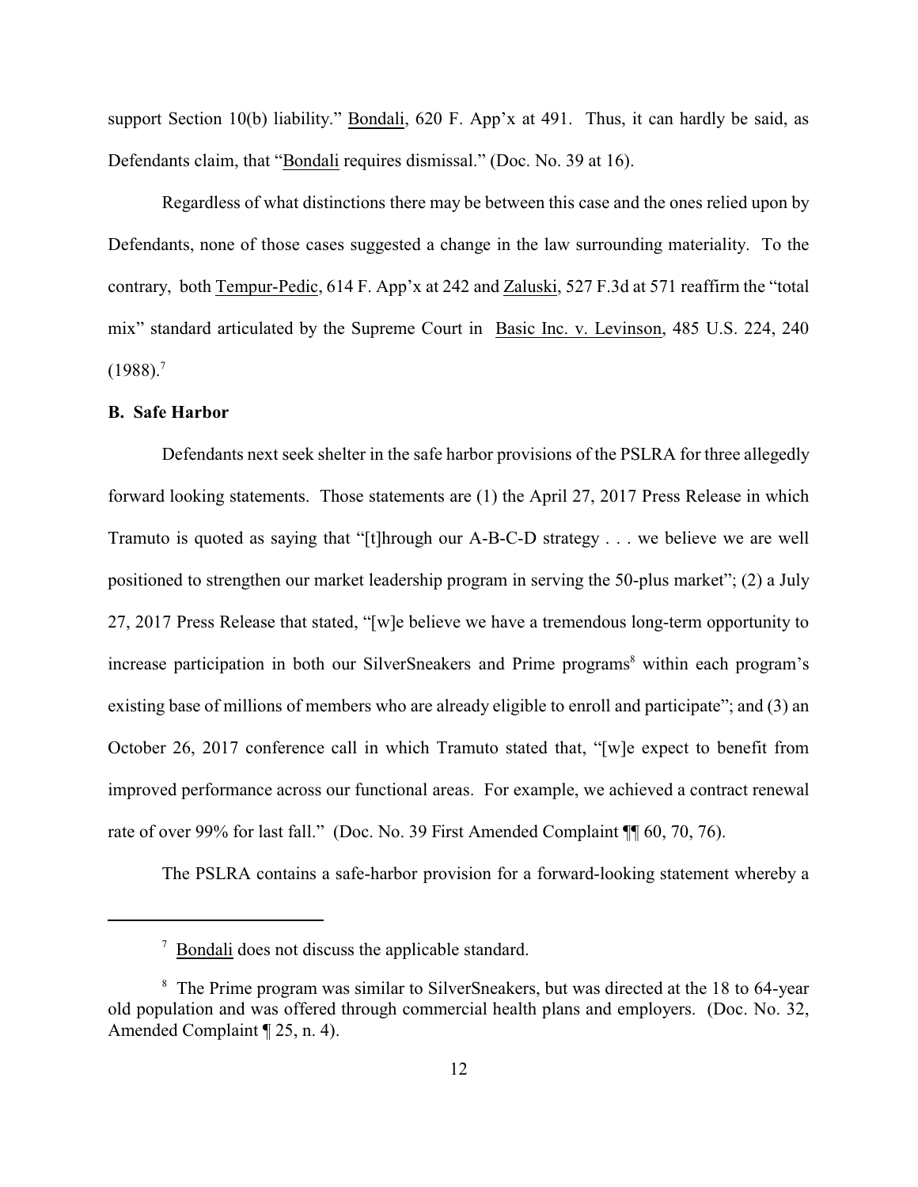support Section 10(b) liability." Bondali, 620 F. App'x at 491. Thus, it can hardly be said, as Defendants claim, that "Bondali requires dismissal." (Doc. No. 39 at 16).

Regardless of what distinctions there may be between this case and the ones relied upon by Defendants, none of those cases suggested a change in the law surrounding materiality. To the contrary, both Tempur-Pedic, 614 F. App'x at 242 and Zaluski, 527 F.3d at 571 reaffirm the "total mix" standard articulated by the Supreme Court in Basic Inc. v. Levinson, 485 U.S. 224, 240 (1988).[7]

**B. Safe Harbor**

Defendants next seek shelter in the safe harbor provisions of the PSLRA for three allegedly forward looking statements. Those statements are (1) the April 27, 2017 Press Release in which Tramuto is quoted as saying that "[t]hrough our A-B-C-D strategy . . . we believe we are well positioned to strengthen our market leadership program in serving the 50-plus market"; (2) a July 27, 2017 Press Release that stated, "[w]e believe we have a tremendous long-term opportunity to increase participation in both our SilverSneakers and Prime programs[8] within each program's existing base of millions of members who are already eligible to enroll and participate"; and (3) an October 26, 2017 conference call in which Tramuto stated that, "[w]e expect to benefit from improved performance across our functional areas. For example, we achieved a contract renewal rate of over 99% for last fall." (Doc. No. 39 First Amended Complaint ¶¶ 60, 70, 76).

The PSLRA contains a safe-harbor provision for a forward-looking statement whereby a

---

[7] Bondali does not discuss the applicable standard.

[8] The Prime program was similar to SilverSneakers, but was directed at the 18 to 64-year old population and was offered through commercial health plans and employers. (Doc. No. 32, Amended Complaint ¶ 25, n. 4).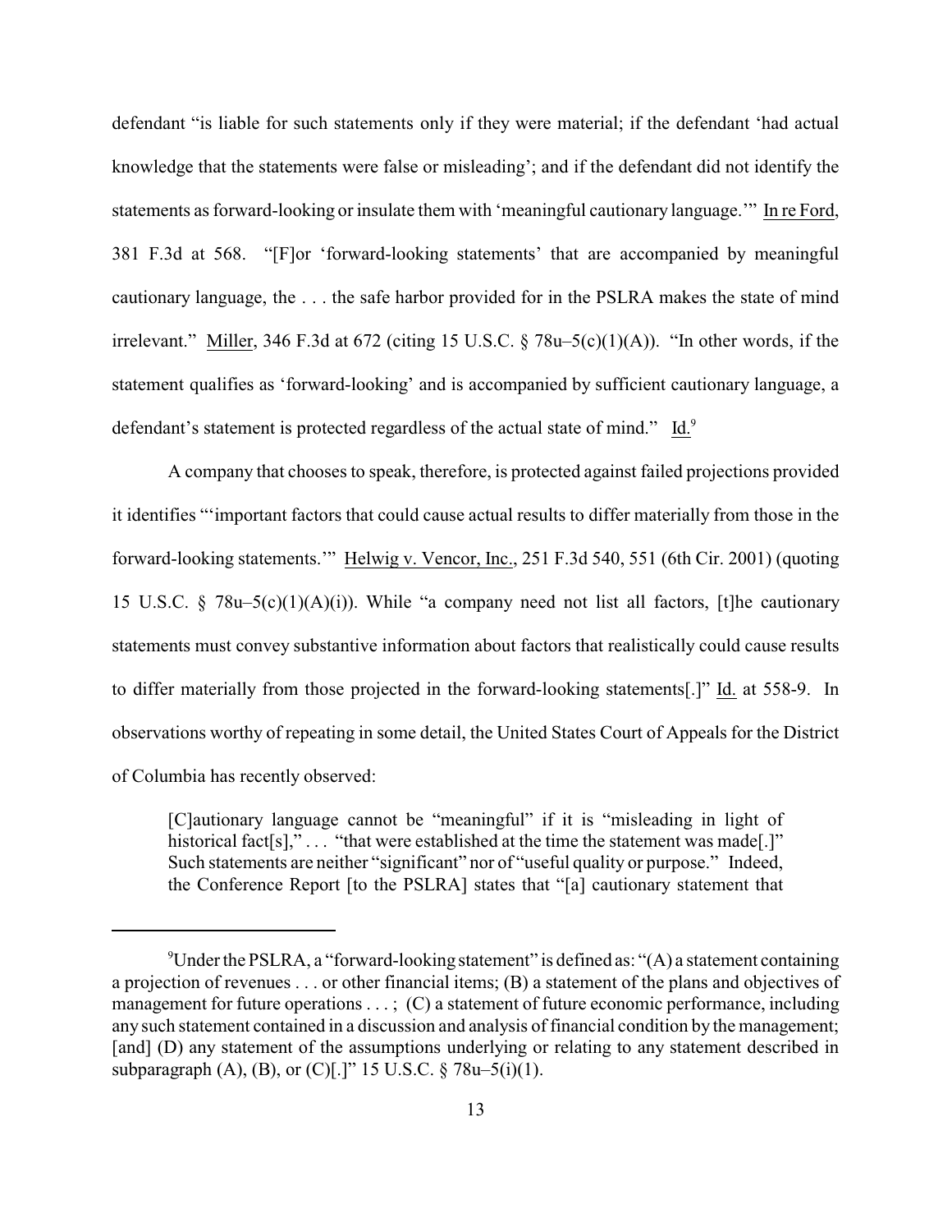defendant "is liable for such statements only if they were material; if the defendant 'had actual knowledge that the statements were false or misleading'; and if the defendant did not identify the statements as forward-looking or insulate them with 'meaningful cautionary language.'" In re Ford, 381 F.3d at 568. "[F]or 'forward-looking statements' that are accompanied by meaningful cautionary language, the . . . the safe harbor provided for in the PSLRA makes the state of mind irrelevant." Miller, 346 F.3d at 672 (citing 15 U.S.C. § 78u–5(c)(1)(A)). "In other words, if the statement qualifies as 'forward-looking' and is accompanied by sufficient cautionary language, a defendant's statement is protected regardless of the actual state of mind." Id.[9]

A company that chooses to speak, therefore, is protected against failed projections provided it identifies "'important factors that could cause actual results to differ materially from those in the forward-looking statements.'" Helwig v. Vencor, Inc., 251 F.3d 540, 551 (6th Cir. 2001) (quoting 15 U.S.C. § 78u–5(c)(1)(A)(i)). While "a company need not list all factors, [t]he cautionary statements must convey substantive information about factors that realistically could cause results to differ materially from those projected in the forward-looking statements[.]" Id. at 558-9. In observations worthy of repeating in some detail, the United States Court of Appeals for the District of Columbia has recently observed:

> [C]autionary language cannot be "meaningful" if it is "misleading in light of historical fact[s]," . . . "that were established at the time the statement was made[.]" Such statements are neither "significant" nor of "useful quality or purpose." Indeed, the Conference Report [to the PSLRA] states that "[a] cautionary statement that

---

[9] Under the PSLRA, a "forward-looking statement" is defined as: "(A) a statement containing a projection of revenues . . . or other financial items; (B) a statement of the plans and objectives of management for future operations . . . ; (C) a statement of future economic performance, including any such statement contained in a discussion and analysis of financial condition by the management; [and] (D) any statement of the assumptions underlying or relating to any statement described in subparagraph (A), (B), or (C)[.]" 15 U.S.C. § 78u–5(i)(1).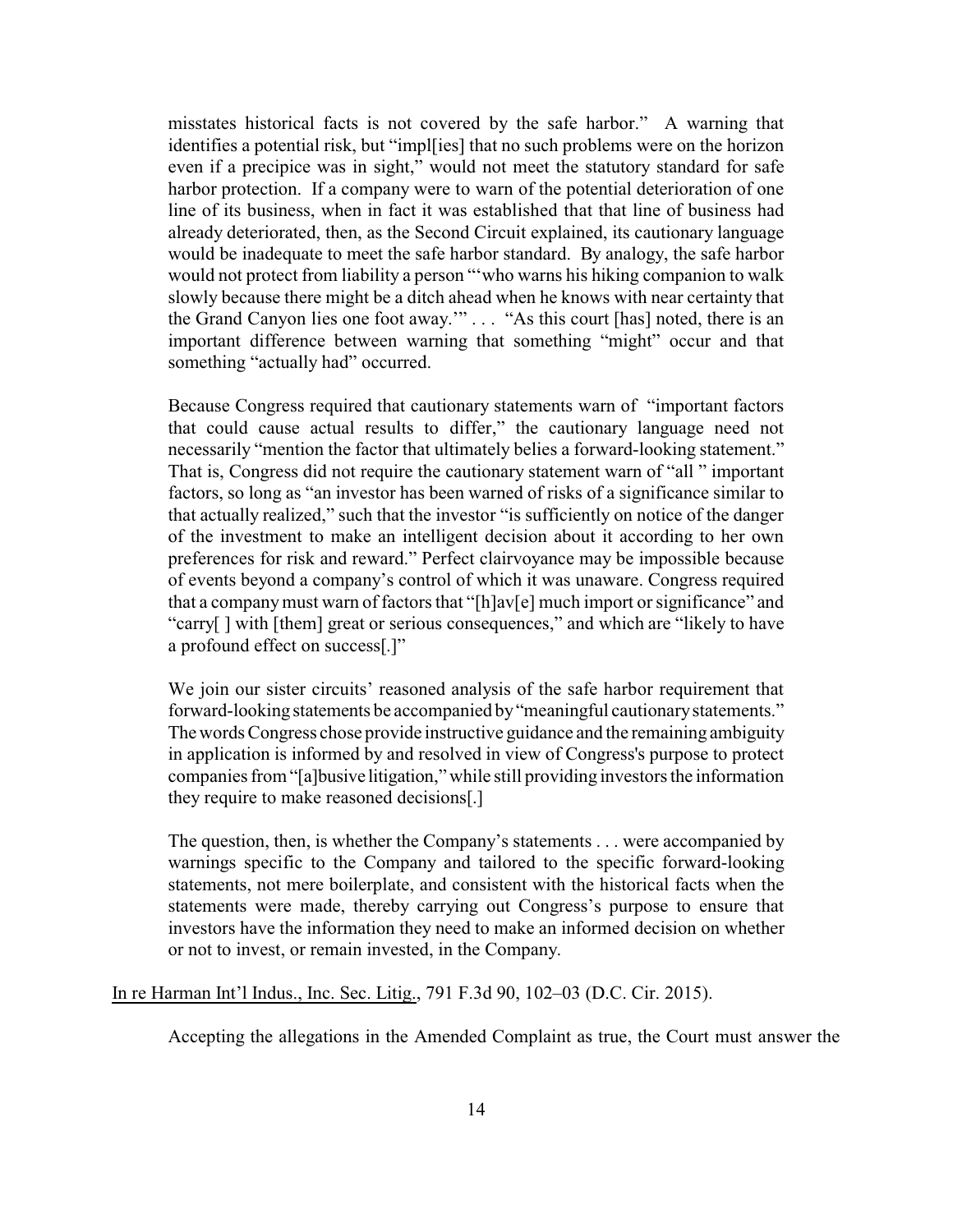misstates historical facts is not covered by the safe harbor." A warning that identifies a potential risk, but "impl[ies] that no such problems were on the horizon even if a precipice was in sight," would not meet the statutory standard for safe harbor protection. If a company were to warn of the potential deterioration of one line of its business, when in fact it was established that that line of business had already deteriorated, then, as the Second Circuit explained, its cautionary language would be inadequate to meet the safe harbor standard. By analogy, the safe harbor would not protect from liability a person "'who warns his hiking companion to walk slowly because there might be a ditch ahead when he knows with near certainty that the Grand Canyon lies one foot away.'" . . . "As this court [has] noted, there is an important difference between warning that something "might" occur and that something "actually had" occurred.

Because Congress required that cautionary statements warn of "important factors that could cause actual results to differ," the cautionary language need not necessarily "mention the factor that ultimately belies a forward-looking statement." That is, Congress did not require the cautionary statement warn of "all " important factors, so long as "an investor has been warned of risks of a significance similar to that actually realized," such that the investor "is sufficiently on notice of the danger of the investment to make an intelligent decision about it according to her own preferences for risk and reward." Perfect clairvoyance may be impossible because of events beyond a company's control of which it was unaware. Congress required that a company must warn of factors that "[h]av[e] much import or significance" and "carry[ ] with [them] great or serious consequences," and which are "likely to have a profound effect on success[.]"

We join our sister circuits' reasoned analysis of the safe harbor requirement that forward-looking statements be accompanied by "meaningful cautionary statements." The words Congress chose provide instructive guidance and the remaining ambiguity in application is informed by and resolved in view of Congress's purpose to protect companies from "[a]busive litigation," while still providing investors the information they require to make reasoned decisions[.]

The question, then, is whether the Company's statements . . . were accompanied by warnings specific to the Company and tailored to the specific forward-looking statements, not mere boilerplate, and consistent with the historical facts when the statements were made, thereby carrying out Congress's purpose to ensure that investors have the information they need to make an informed decision on whether or not to invest, or remain invested, in the Company.

In re Harman Int'l Indus., Inc. Sec. Litig., 791 F.3d 90, 102–03 (D.C. Cir. 2015).

Accepting the allegations in the Amended Complaint as true, the Court must answer the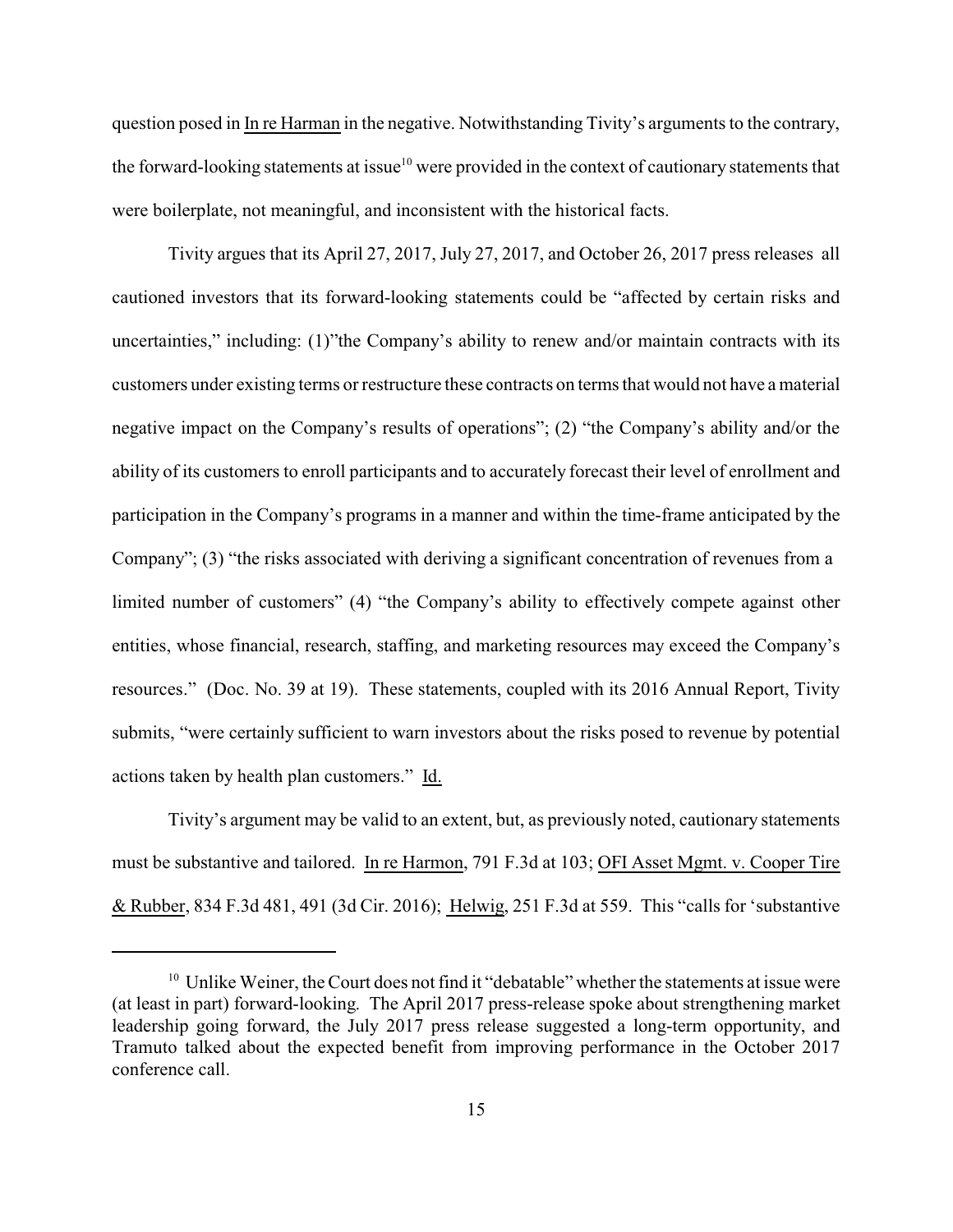question posed in In re Harman in the negative. Notwithstanding Tivity's arguments to the contrary, the forward-looking statements at issue[10] were provided in the context of cautionary statements that were boilerplate, not meaningful, and inconsistent with the historical facts.

Tivity argues that its April 27, 2017, July 27, 2017, and October 26, 2017 press releases all cautioned investors that its forward-looking statements could be "affected by certain risks and uncertainties," including: (1)"the Company's ability to renew and/or maintain contracts with its customers under existing terms or restructure these contracts on terms that would not have a material negative impact on the Company's results of operations"; (2) "the Company's ability and/or the ability of its customers to enroll participants and to accurately forecast their level of enrollment and participation in the Company's programs in a manner and within the time-frame anticipated by the Company"; (3) "the risks associated with deriving a significant concentration of revenues from a limited number of customers" (4) "the Company's ability to effectively compete against other entities, whose financial, research, staffing, and marketing resources may exceed the Company's resources." (Doc. No. 39 at 19). These statements, coupled with its 2016 Annual Report, Tivity submits, "were certainly sufficient to warn investors about the risks posed to revenue by potential actions taken by health plan customers." Id.

Tivity's argument may be valid to an extent, but, as previously noted, cautionary statements must be substantive and tailored. In re Harmon, 791 F.3d at 103; OFI Asset Mgmt. v. Cooper Tire & Rubber, 834 F.3d 481, 491 (3d Cir. 2016); Helwig, 251 F.3d at 559. This "calls for 'substantive

[10] Unlike Weiner, the Court does not find it "debatable" whether the statements at issue were (at least in part) forward-looking. The April 2017 press-release spoke about strengthening market leadership going forward, the July 2017 press release suggested a long-term opportunity, and Tramuto talked about the expected benefit from improving performance in the October 2017 conference call.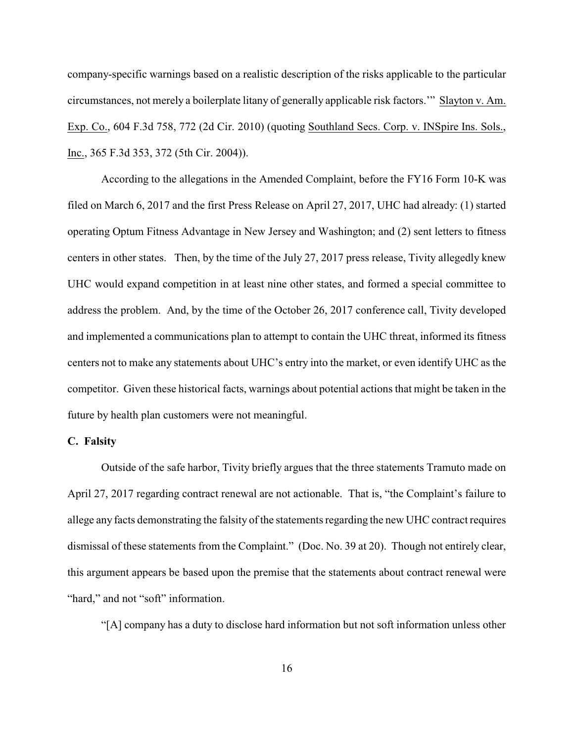company-specific warnings based on a realistic description of the risks applicable to the particular circumstances, not merely a boilerplate litany of generally applicable risk factors.'" Slayton v. Am. Exp. Co., 604 F.3d 758, 772 (2d Cir. 2010) (quoting Southland Secs. Corp. v. INSpire Ins. Sols., Inc., 365 F.3d 353, 372 (5th Cir. 2004)).

According to the allegations in the Amended Complaint, before the FY16 Form 10-K was filed on March 6, 2017 and the first Press Release on April 27, 2017, UHC had already: (1) started operating Optum Fitness Advantage in New Jersey and Washington; and (2) sent letters to fitness centers in other states. Then, by the time of the July 27, 2017 press release, Tivity allegedly knew UHC would expand competition in at least nine other states, and formed a special committee to address the problem. And, by the time of the October 26, 2017 conference call, Tivity developed and implemented a communications plan to attempt to contain the UHC threat, informed its fitness centers not to make any statements about UHC's entry into the market, or even identify UHC as the competitor. Given these historical facts, warnings about potential actions that might be taken in the future by health plan customers were not meaningful.

**C. Falsity**

Outside of the safe harbor, Tivity briefly argues that the three statements Tramuto made on April 27, 2017 regarding contract renewal are not actionable. That is, "the Complaint's failure to allege any facts demonstrating the falsity of the statements regarding the new UHC contract requires dismissal of these statements from the Complaint." (Doc. No. 39 at 20). Though not entirely clear, this argument appears be based upon the premise that the statements about contract renewal were "hard," and not "soft" information.

"[A] company has a duty to disclose hard information but not soft information unless other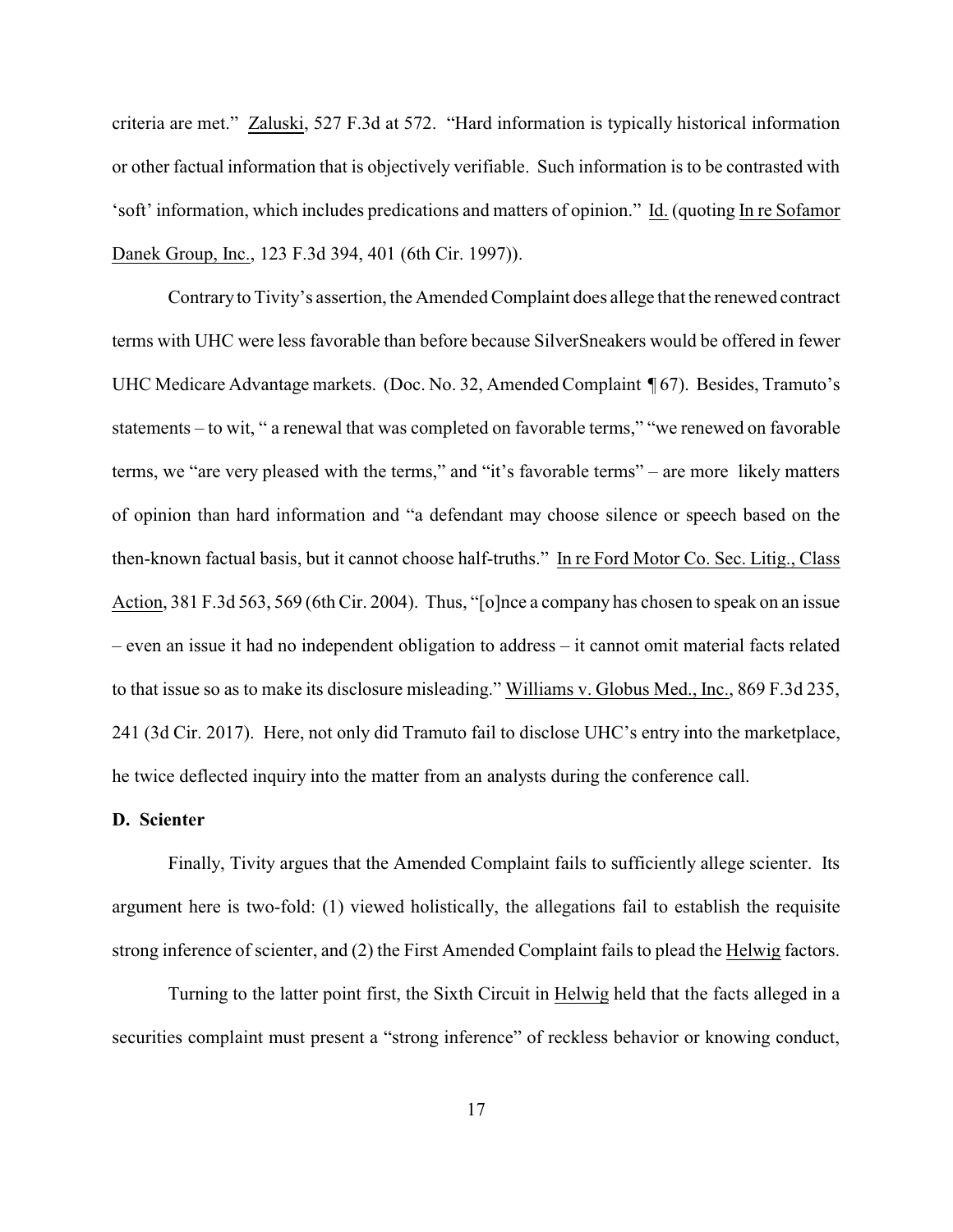criteria are met." Zaluski, 527 F.3d at 572. "Hard information is typically historical information or other factual information that is objectively verifiable. Such information is to be contrasted with 'soft' information, which includes predications and matters of opinion." Id. (quoting In re Sofamor Danek Group, Inc., 123 F.3d 394, 401 (6th Cir. 1997)).

Contrary to Tivity's assertion, the Amended Complaint does allege that the renewed contract terms with UHC were less favorable than before because SilverSneakers would be offered in fewer UHC Medicare Advantage markets. (Doc. No. 32, Amended Complaint ¶ 67). Besides, Tramuto's statements – to wit, " a renewal that was completed on favorable terms," "we renewed on favorable terms, we "are very pleased with the terms," and "it's favorable terms" – are more likely matters of opinion than hard information and "a defendant may choose silence or speech based on the then-known factual basis, but it cannot choose half-truths." In re Ford Motor Co. Sec. Litig., Class Action, 381 F.3d 563, 569 (6th Cir. 2004). Thus, "[o]nce a company has chosen to speak on an issue – even an issue it had no independent obligation to address – it cannot omit material facts related to that issue so as to make its disclosure misleading." Williams v. Globus Med., Inc., 869 F.3d 235, 241 (3d Cir. 2017). Here, not only did Tramuto fail to disclose UHC's entry into the marketplace, he twice deflected inquiry into the matter from an analysts during the conference call.

**D. Scienter**

Finally, Tivity argues that the Amended Complaint fails to sufficiently allege scienter. Its argument here is two-fold: (1) viewed holistically, the allegations fail to establish the requisite strong inference of scienter, and (2) the First Amended Complaint fails to plead the Helwig factors.

Turning to the latter point first, the Sixth Circuit in Helwig held that the facts alleged in a securities complaint must present a "strong inference" of reckless behavior or knowing conduct,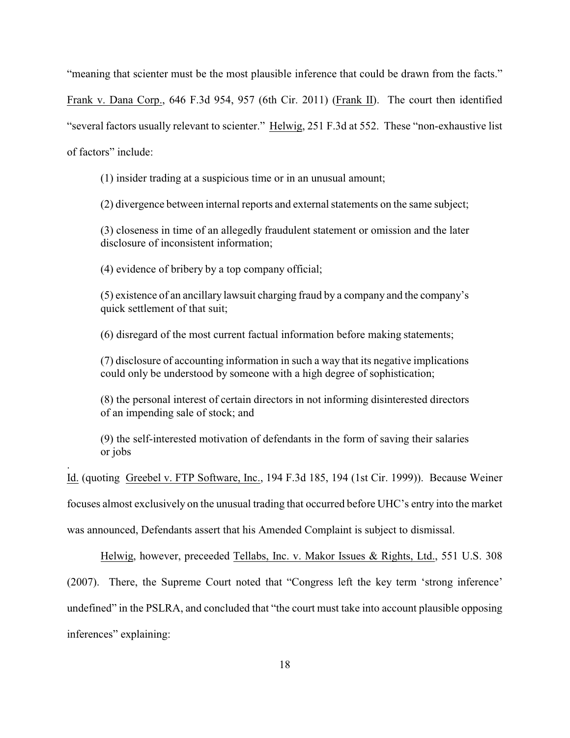"meaning that scienter must be the most plausible inference that could be drawn from the facts." Frank v. Dana Corp., 646 F.3d 954, 957 (6th Cir. 2011) (Frank II). The court then identified "several factors usually relevant to scienter." Helwig, 251 F.3d at 552. These "non-exhaustive list of factors" include:

> (1) insider trading at a suspicious time or in an unusual amount;
>
> (2) divergence between internal reports and external statements on the same subject;
>
> (3) closeness in time of an allegedly fraudulent statement or omission and the later disclosure of inconsistent information;
>
> (4) evidence of bribery by a top company official;
>
> (5) existence of an ancillary lawsuit charging fraud by a company and the company's quick settlement of that suit;
>
> (6) disregard of the most current factual information before making statements;
>
> (7) disclosure of accounting information in such a way that its negative implications could only be understood by someone with a high degree of sophistication;
>
> (8) the personal interest of certain directors in not informing disinterested directors of an impending sale of stock; and
>
> (9) the self-interested motivation of defendants in the form of saving their salaries or jobs

.
Id. (quoting Greebel v. FTP Software, Inc., 194 F.3d 185, 194 (1st Cir. 1999)). Because Weiner focuses almost exclusively on the unusual trading that occurred before UHC's entry into the market was announced, Defendants assert that his Amended Complaint is subject to dismissal.

Helwig, however, preceeded Tellabs, Inc. v. Makor Issues & Rights, Ltd., 551 U.S. 308 (2007). There, the Supreme Court noted that "Congress left the key term 'strong inference' undefined" in the PSLRA, and concluded that "the court must take into account plausible opposing inferences" explaining: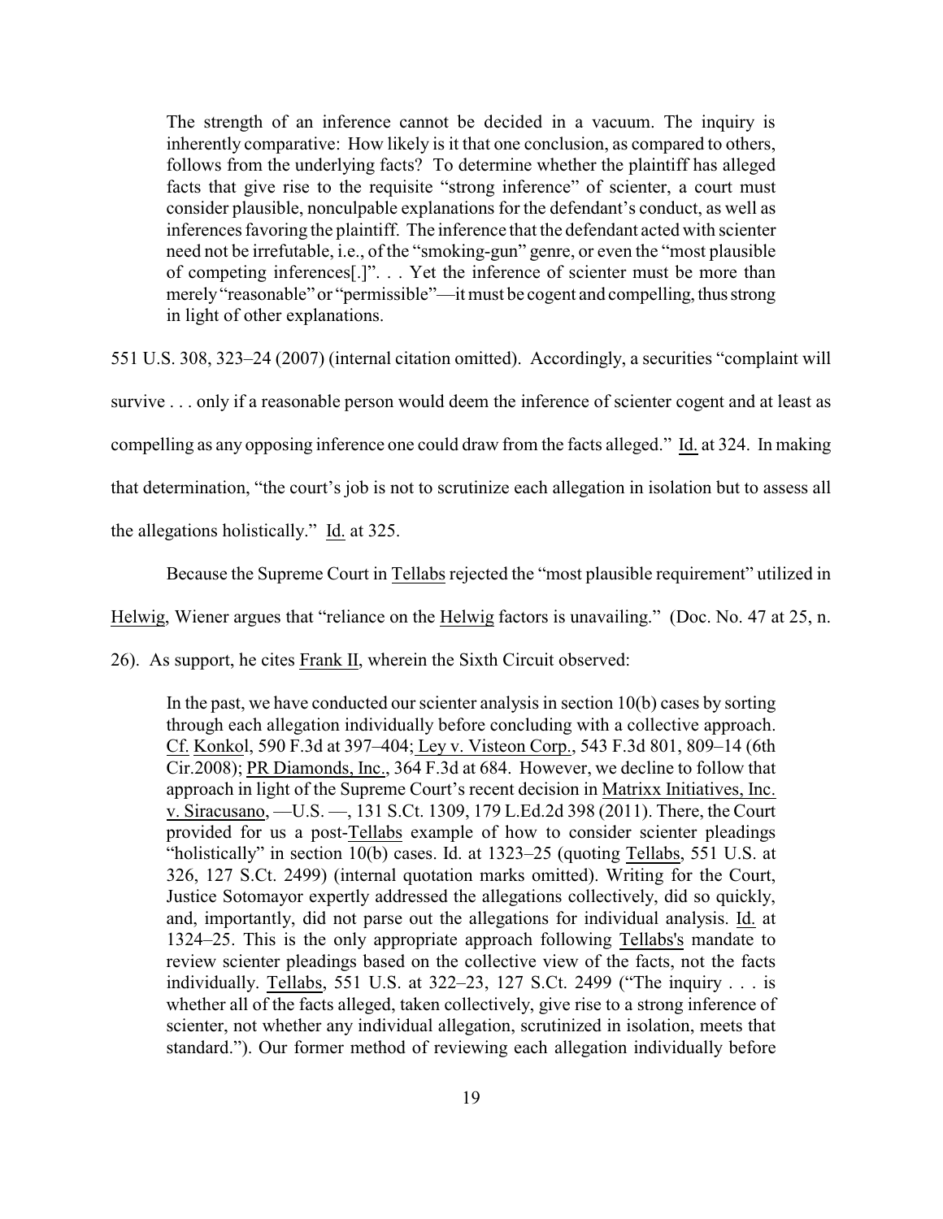> The strength of an inference cannot be decided in a vacuum. The inquiry is inherently comparative: How likely is it that one conclusion, as compared to others, follows from the underlying facts? To determine whether the plaintiff has alleged facts that give rise to the requisite "strong inference" of scienter, a court must consider plausible, nonculpable explanations for the defendant's conduct, as well as inferences favoring the plaintiff. The inference that the defendant acted with scienter need not be irrefutable, i.e., of the "smoking-gun" genre, or even the "most plausible of competing inferences[.]". . . Yet the inference of scienter must be more than merely "reasonable" or "permissible"—it must be cogent and compelling, thus strong in light of other explanations.

551 U.S. 308, 323–24 (2007) (internal citation omitted). Accordingly, a securities "complaint will survive . . . only if a reasonable person would deem the inference of scienter cogent and at least as compelling as any opposing inference one could draw from the facts alleged." Id. at 324. In making that determination, "the court's job is not to scrutinize each allegation in isolation but to assess all the allegations holistically." Id. at 325.

Because the Supreme Court in Tellabs rejected the "most plausible requirement" utilized in Helwig, Wiener argues that "reliance on the Helwig factors is unavailing." (Doc. No. 47 at 25, n. 26). As support, he cites Frank II, wherein the Sixth Circuit observed:

> In the past, we have conducted our scienter analysis in section 10(b) cases by sorting through each allegation individually before concluding with a collective approach. Cf. Konkol, 590 F.3d at 397–404; Ley v. Visteon Corp., 543 F.3d 801, 809–14 (6th Cir.2008); PR Diamonds, Inc., 364 F.3d at 684. However, we decline to follow that approach in light of the Supreme Court's recent decision in Matrixx Initiatives, Inc. v. Siracusano, —U.S. —, 131 S.Ct. 1309, 179 L.Ed.2d 398 (2011). There, the Court provided for us a post-Tellabs example of how to consider scienter pleadings "holistically" in section 10(b) cases. Id. at 1323–25 (quoting Tellabs, 551 U.S. at 326, 127 S.Ct. 2499) (internal quotation marks omitted). Writing for the Court, Justice Sotomayor expertly addressed the allegations collectively, did so quickly, and, importantly, did not parse out the allegations for individual analysis. Id. at 1324–25. This is the only appropriate approach following Tellabs's mandate to review scienter pleadings based on the collective view of the facts, not the facts individually. Tellabs, 551 U.S. at 322–23, 127 S.Ct. 2499 ("The inquiry . . . is whether all of the facts alleged, taken collectively, give rise to a strong inference of scienter, not whether any individual allegation, scrutinized in isolation, meets that standard."). Our former method of reviewing each allegation individually before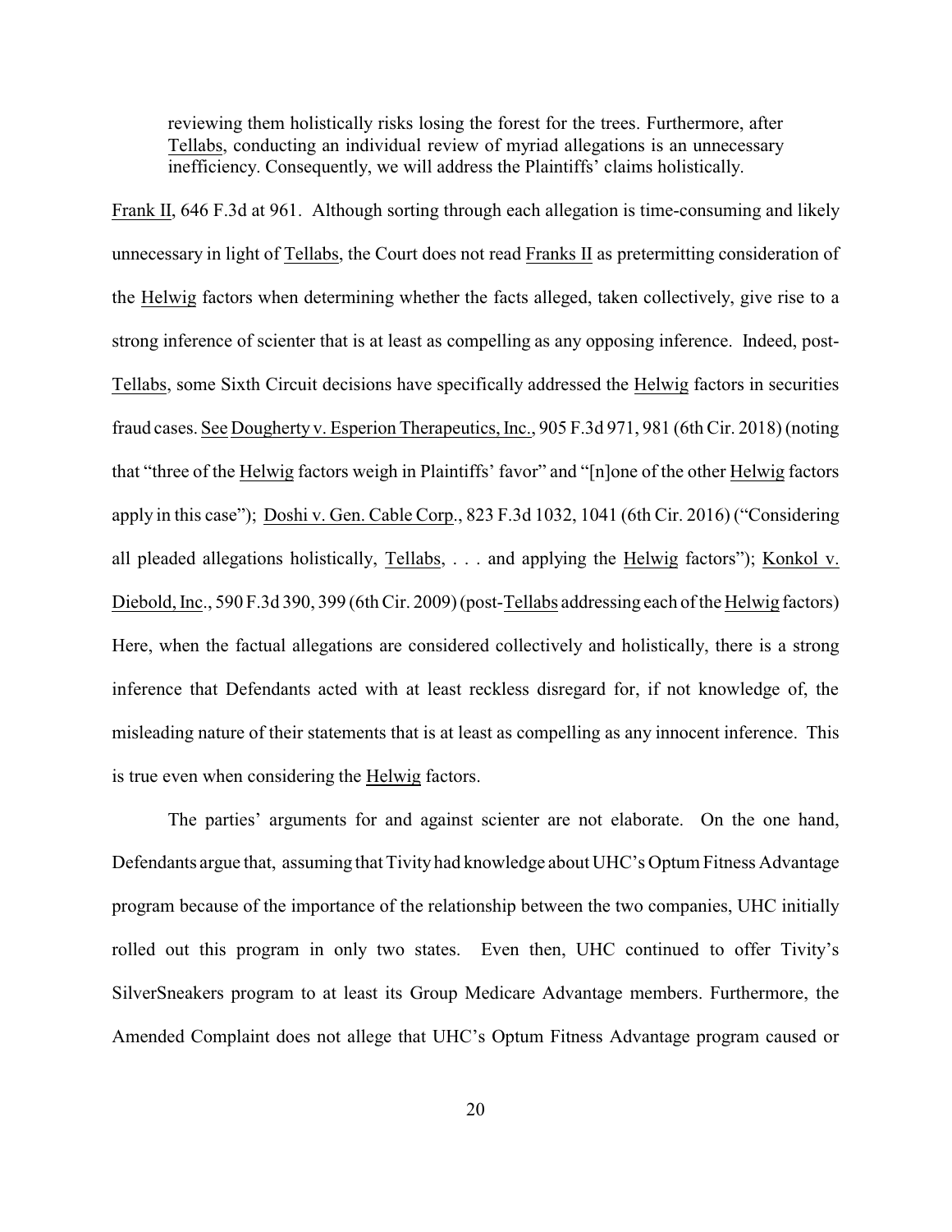> reviewing them holistically risks losing the forest for the trees. Furthermore, after Tellabs, conducting an individual review of myriad allegations is an unnecessary inefficiency. Consequently, we will address the Plaintiffs' claims holistically.

Frank II, 646 F.3d at 961. Although sorting through each allegation is time-consuming and likely unnecessary in light of Tellabs, the Court does not read Franks II as pretermitting consideration of the Helwig factors when determining whether the facts alleged, taken collectively, give rise to a strong inference of scienter that is at least as compelling as any opposing inference. Indeed, post-Tellabs, some Sixth Circuit decisions have specifically addressed the Helwig factors in securities fraud cases. See Dougherty v. Esperion Therapeutics, Inc., 905 F.3d 971, 981 (6th Cir. 2018) (noting that "three of the Helwig factors weigh in Plaintiffs' favor" and "[n]one of the other Helwig factors apply in this case"); Doshi v. Gen. Cable Corp., 823 F.3d 1032, 1041 (6th Cir. 2016) ("Considering all pleaded allegations holistically, Tellabs, . . . and applying the Helwig factors"); Konkol v. Diebold, Inc., 590 F.3d 390, 399 (6th Cir. 2009) (post-Tellabs addressing each of the Helwig factors) Here, when the factual allegations are considered collectively and holistically, there is a strong inference that Defendants acted with at least reckless disregard for, if not knowledge of, the misleading nature of their statements that is at least as compelling as any innocent inference. This is true even when considering the Helwig factors.

The parties' arguments for and against scienter are not elaborate. On the one hand, Defendants argue that, assuming that Tivity had knowledge about UHC's Optum Fitness Advantage program because of the importance of the relationship between the two companies, UHC initially rolled out this program in only two states. Even then, UHC continued to offer Tivity's SilverSneakers program to at least its Group Medicare Advantage members. Furthermore, the Amended Complaint does not allege that UHC's Optum Fitness Advantage program caused or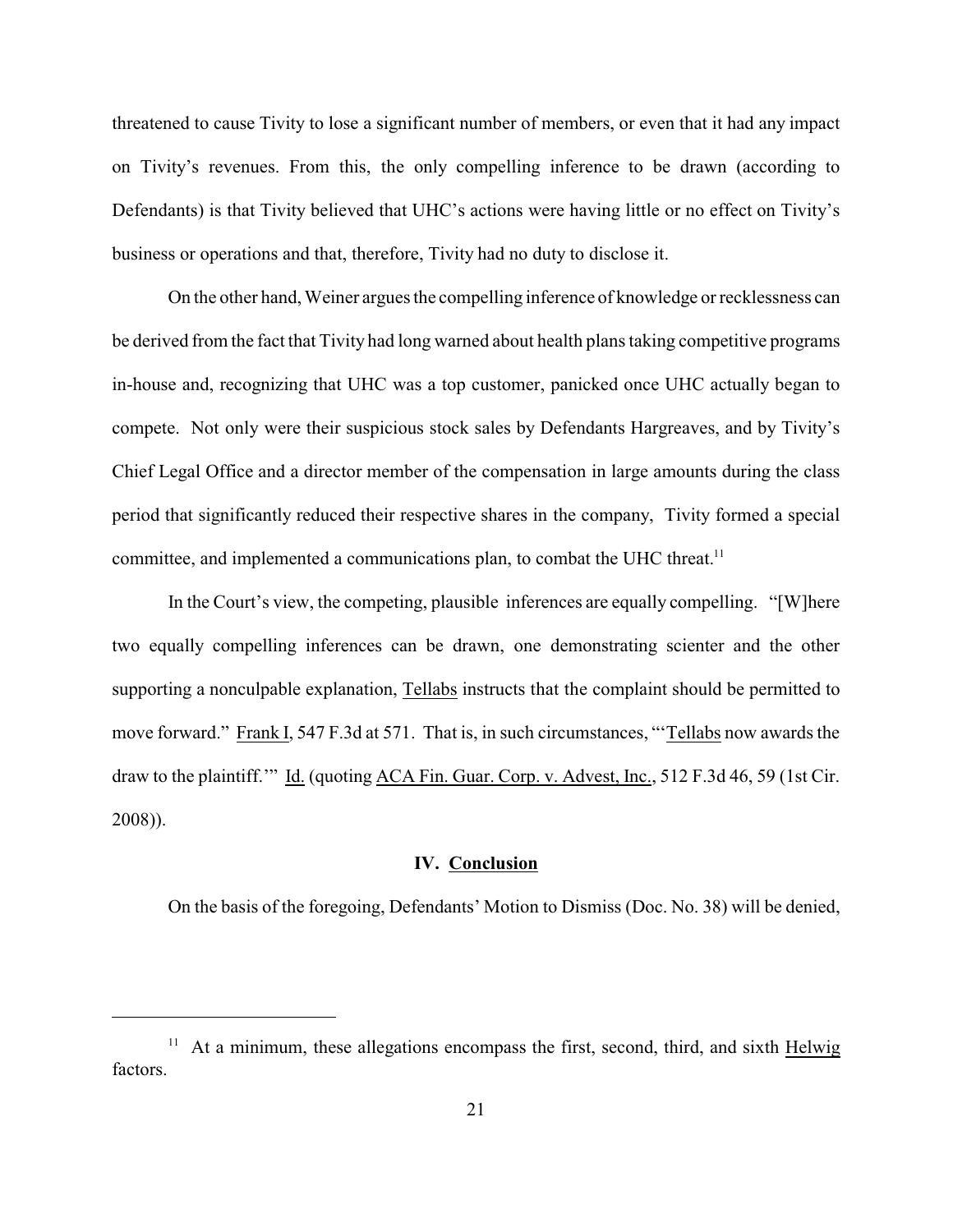threatened to cause Tivity to lose a significant number of members, or even that it had any impact on Tivity's revenues. From this, the only compelling inference to be drawn (according to Defendants) is that Tivity believed that UHC's actions were having little or no effect on Tivity's business or operations and that, therefore, Tivity had no duty to disclose it.

On the other hand, Weiner argues the compelling inference of knowledge or recklessness can be derived from the fact that Tivity had long warned about health plans taking competitive programs in-house and, recognizing that UHC was a top customer, panicked once UHC actually began to compete. Not only were their suspicious stock sales by Defendants Hargreaves, and by Tivity's Chief Legal Office and a director member of the compensation in large amounts during the class period that significantly reduced their respective shares in the company, Tivity formed a special committee, and implemented a communications plan, to combat the UHC threat.[11]

In the Court's view, the competing, plausible inferences are equally compelling. "[W]here two equally compelling inferences can be drawn, one demonstrating scienter and the other supporting a nonculpable explanation, Tellabs instructs that the complaint should be permitted to move forward." Frank I, 547 F.3d at 571. That is, in such circumstances, "'Tellabs now awards the draw to the plaintiff.'" Id. (quoting ACA Fin. Guar. Corp. v. Advest, Inc., 512 F.3d 46, 59 (1st Cir. 2008)).

**IV. Conclusion**

On the basis of the foregoing, Defendants' Motion to Dismiss (Doc. No. 38) will be denied,

---

[11] At a minimum, these allegations encompass the first, second, third, and sixth Helwig factors.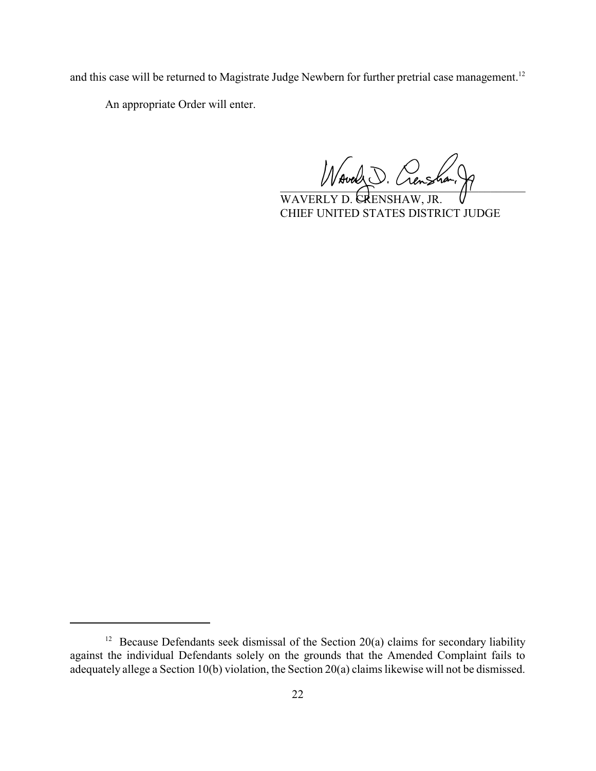and this case will be returned to Magistrate Judge Newbern for further pretrial case management.[12]

An appropriate Order will enter.

WAVERLY D. CRENSHAW, JR.
CHIEF UNITED STATES DISTRICT JUDGE

---

[12] Because Defendants seek dismissal of the Section 20(a) claims for secondary liability against the individual Defendants solely on the grounds that the Amended Complaint fails to adequately allege a Section 10(b) violation, the Section 20(a) claims likewise will not be dismissed.